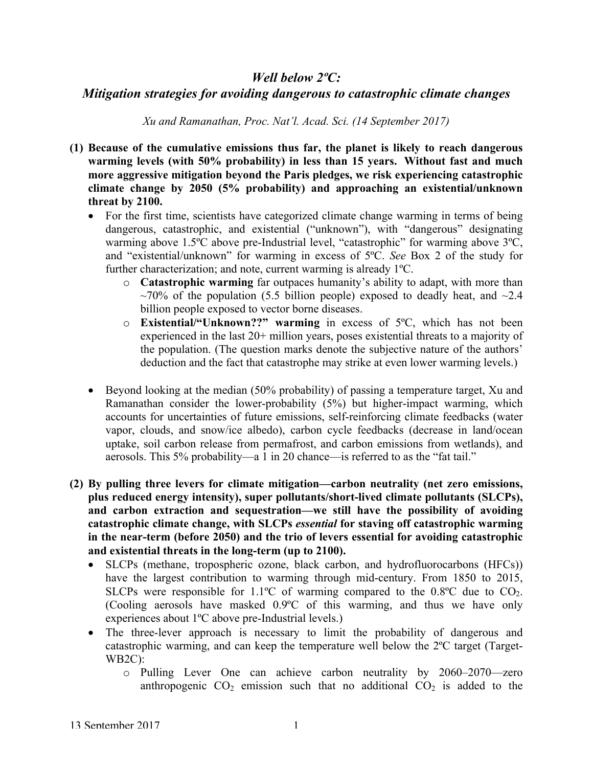# *Well below 2ºC:*
# *Mitigation strategies for avoiding dangerous to catastrophic climate changes*

*Xu and Ramanathan, Proc. Nat'l. Acad. Sci. (14 September 2017)*

**(1) Because of the cumulative emissions thus far, the planet is likely to reach dangerous warming levels (with 50% probability) in less than 15 years. Without fast and much more aggressive mitigation beyond the Paris pledges, we risk experiencing catastrophic climate change by 2050 (5% probability) and approaching an existential/unknown threat by 2100.**

- For the first time, scientists have categorized climate change warming in terms of being dangerous, catastrophic, and existential ("unknown"), with "dangerous" designating warming above 1.5ºC above pre-Industrial level, "catastrophic" for warming above 3ºC, and "existential/unknown" for warming in excess of 5ºC. *See* Box 2 of the study for further characterization; and note, current warming is already 1ºC.
  - **Catastrophic warming** far outpaces humanity's ability to adapt, with more than ~70% of the population (5.5 billion people) exposed to deadly heat, and ~2.4 billion people exposed to vector borne diseases.
  - **Existential/"Unknown??" warming** in excess of 5ºC, which has not been experienced in the last 20+ million years, poses existential threats to a majority of the population. (The question marks denote the subjective nature of the authors' deduction and the fact that catastrophe may strike at even lower warming levels.)

- Beyond looking at the median (50% probability) of passing a temperature target, Xu and Ramanathan consider the lower-probability (5%) but higher-impact warming, which accounts for uncertainties of future emissions, self-reinforcing climate feedbacks (water vapor, clouds, and snow/ice albedo), carbon cycle feedbacks (decrease in land/ocean uptake, soil carbon release from permafrost, and carbon emissions from wetlands), and aerosols. This 5% probability—a 1 in 20 chance—is referred to as the "fat tail."

**(2) By pulling three levers for climate mitigation—carbon neutrality (net zero emissions, plus reduced energy intensity), super pollutants/short-lived climate pollutants (SLCPs), and carbon extraction and sequestration—we still have the possibility of avoiding catastrophic climate change, with SLCPs *essential* for staving off catastrophic warming in the near-term (before 2050) and the trio of levers essential for avoiding catastrophic and existential threats in the long-term (up to 2100).**

- SLCPs (methane, tropospheric ozone, black carbon, and hydrofluorocarbons (HFCs)) have the largest contribution to warming through mid-century. From 1850 to 2015, SLCPs were responsible for 1.1ºC of warming compared to the 0.8ºC due to $CO_2$. (Cooling aerosols have masked 0.9ºC of this warming, and thus we have only experiences about 1ºC above pre-Industrial levels.)
- The three-lever approach is necessary to limit the probability of dangerous and catastrophic warming, and can keep the temperature well below the 2ºC target (Target-WB2C):
  - Pulling Lever One can achieve carbon neutrality by 2060–2070—zero anthropogenic $CO_2$ emission such that no additional $CO_2$ is added to the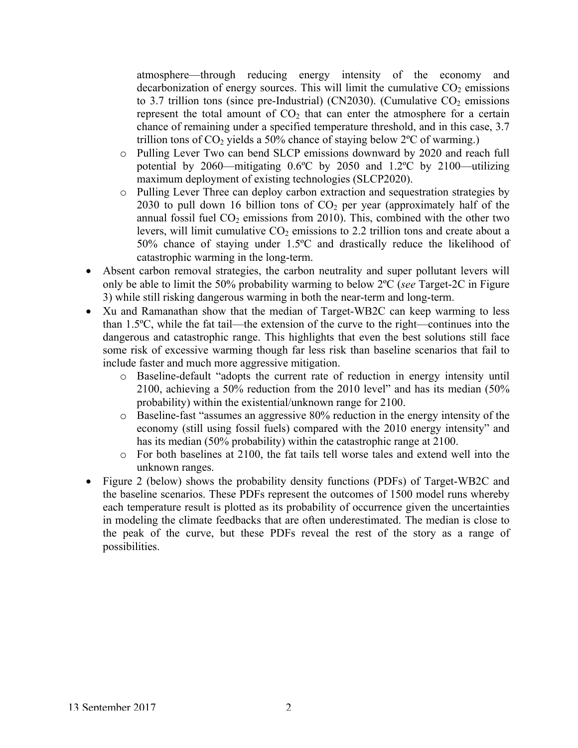atmosphere—through reducing energy intensity of the economy and decarbonization of energy sources. This will limit the cumulative $CO_2$ emissions to 3.7 trillion tons (since pre-Industrial) (CN2030). (Cumulative $CO_2$ emissions represent the total amount of $CO_2$ that can enter the atmosphere for a certain chance of remaining under a specified temperature threshold, and in this case, 3.7 trillion tons of $CO_2$ yields a 50% chance of staying below 2ºC of warming.)

  - Pulling Lever Two can bend SLCP emissions downward by 2020 and reach full potential by 2060—mitigating 0.6ºC by 2050 and 1.2ºC by 2100—utilizing maximum deployment of existing technologies (SLCP2020).
  - Pulling Lever Three can deploy carbon extraction and sequestration strategies by 2030 to pull down 16 billion tons of $CO_2$ per year (approximately half of the annual fossil fuel $CO_2$ emissions from 2010). This, combined with the other two levers, will limit cumulative $CO_2$ emissions to 2.2 trillion tons and create about a 50% chance of staying under 1.5ºC and drastically reduce the likelihood of catastrophic warming in the long-term.

- Absent carbon removal strategies, the carbon neutrality and super pollutant levers will only be able to limit the 50% probability warming to below 2ºC (*see* Target-2C in Figure 3) while still risking dangerous warming in both the near-term and long-term.
- Xu and Ramanathan show that the median of Target-WB2C can keep warming to less than 1.5ºC, while the fat tail—the extension of the curve to the right—continues into the dangerous and catastrophic range. This highlights that even the best solutions still face some risk of excessive warming though far less risk than baseline scenarios that fail to include faster and much more aggressive mitigation.
  - Baseline-default "adopts the current rate of reduction in energy intensity until 2100, achieving a 50% reduction from the 2010 level" and has its median (50% probability) within the existential/unknown range for 2100.
  - Baseline-fast "assumes an aggressive 80% reduction in the energy intensity of the economy (still using fossil fuels) compared with the 2010 energy intensity" and has its median (50% probability) within the catastrophic range at 2100.
  - For both baselines at 2100, the fat tails tell worse tales and extend well into the unknown ranges.
- Figure 2 (below) shows the probability density functions (PDFs) of Target-WB2C and the baseline scenarios. These PDFs represent the outcomes of 1500 model runs whereby each temperature result is plotted as its probability of occurrence given the uncertainties in modeling the climate feedbacks that are often underestimated. The median is close to the peak of the curve, but these PDFs reveal the rest of the story as a range of possibilities.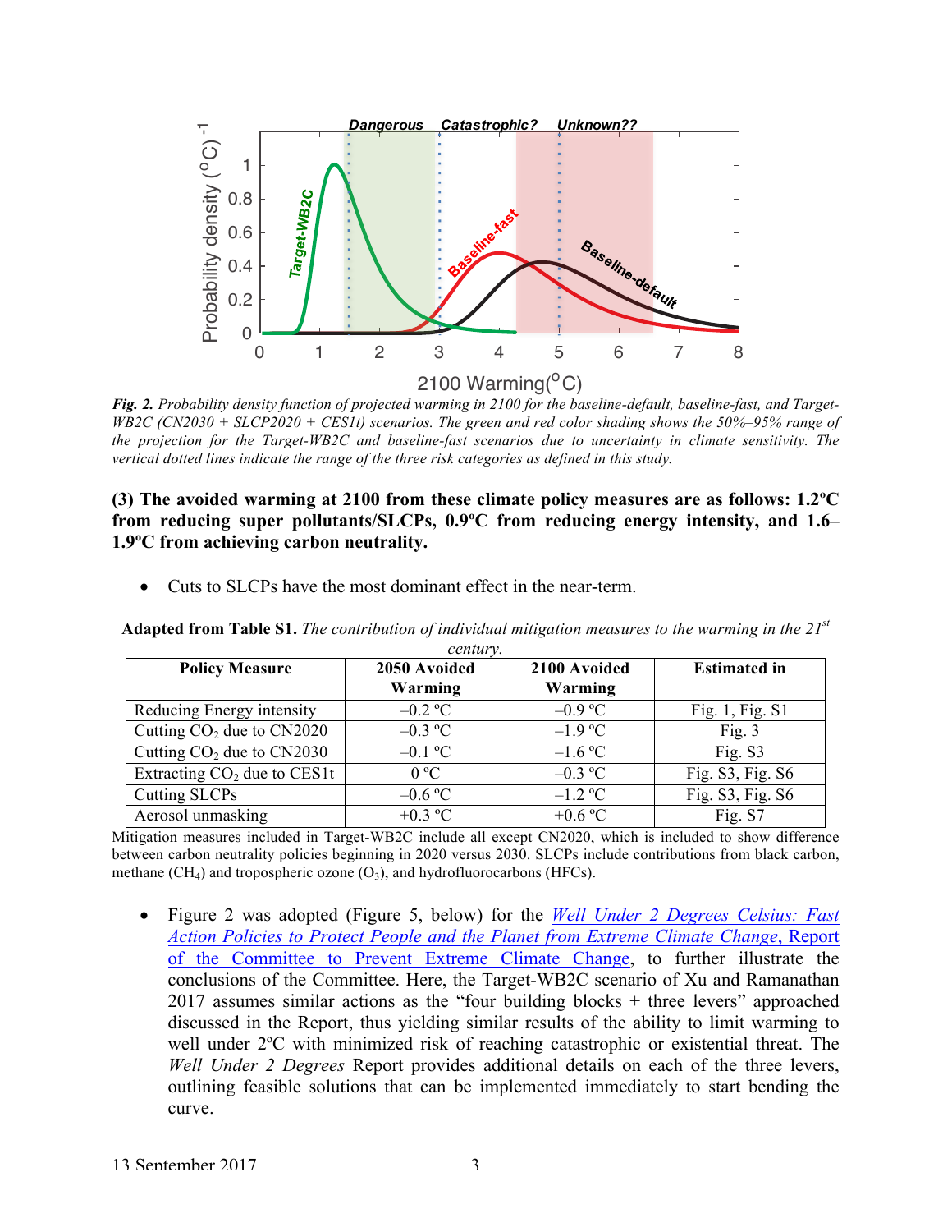***Fig. 2.*** *Probability density function of projected warming in 2100 for the baseline-default, baseline-fast, and Target-WB2C (CN2030 + SLCP2020 + CES1t) scenarios. The green and red color shading shows the 50%–95% range of the projection for the Target-WB2C and baseline-fast scenarios due to uncertainty in climate sensitivity. The vertical dotted lines indicate the range of the three risk categories as defined in this study.*

**(3) The avoided warming at 2100 from these climate policy measures are as follows: 1.2ºC from reducing super pollutants/SLCPs, 0.9ºC from reducing energy intensity, and 1.6–1.9ºC from achieving carbon neutrality.**

- Cuts to SLCPs have the most dominant effect in the near-term.

**Adapted from Table S1.** *The contribution of individual mitigation measures to the warming in the 21st century.*

| Policy Measure | 2050 Avoided Warming | 2100 Avoided Warming | Estimated in |
|---|---|---|---|
| Reducing Energy intensity | –0.2 ºC | –0.9 ºC | Fig. 1, Fig. S1 |
| Cutting $CO_2$ due to CN2020 | –0.3 ºC | –1.9 ºC | Fig. 3 |
| Cutting $CO_2$ due to CN2030 | –0.1 ºC | –1.6 ºC | Fig. S3 |
| Extracting $CO_2$ due to CES1t | 0 ºC | –0.3 ºC | Fig. S3, Fig. S6 |
| Cutting SLCPs | –0.6 ºC | –1.2 ºC | Fig. S3, Fig. S6 |
| Aerosol unmasking | +0.3 ºC | +0.6 ºC | Fig. S7 |

Mitigation measures included in Target-WB2C include all except CN2020, which is included to show difference between carbon neutrality policies beginning in 2020 versus 2030. SLCPs include contributions from black carbon, methane ($CH_4$) and tropospheric ozone ($O_3$), and hydrofluorocarbons (HFCs).

- Figure 2 was adopted (Figure 5, below) for the *Well Under 2 Degrees Celsius: Fast Action Policies to Protect People and the Planet from Extreme Climate Change*, Report of the Committee to Prevent Extreme Climate Change, to further illustrate the conclusions of the Committee. Here, the Target-WB2C scenario of Xu and Ramanathan 2017 assumes similar actions as the "four building blocks + three levers" approached discussed in the Report, thus yielding similar results of the ability to limit warming to well under 2ºC with minimized risk of reaching catastrophic or existential threat. The *Well Under 2 Degrees* Report provides additional details on each of the three levers, outlining feasible solutions that can be implemented immediately to start bending the curve.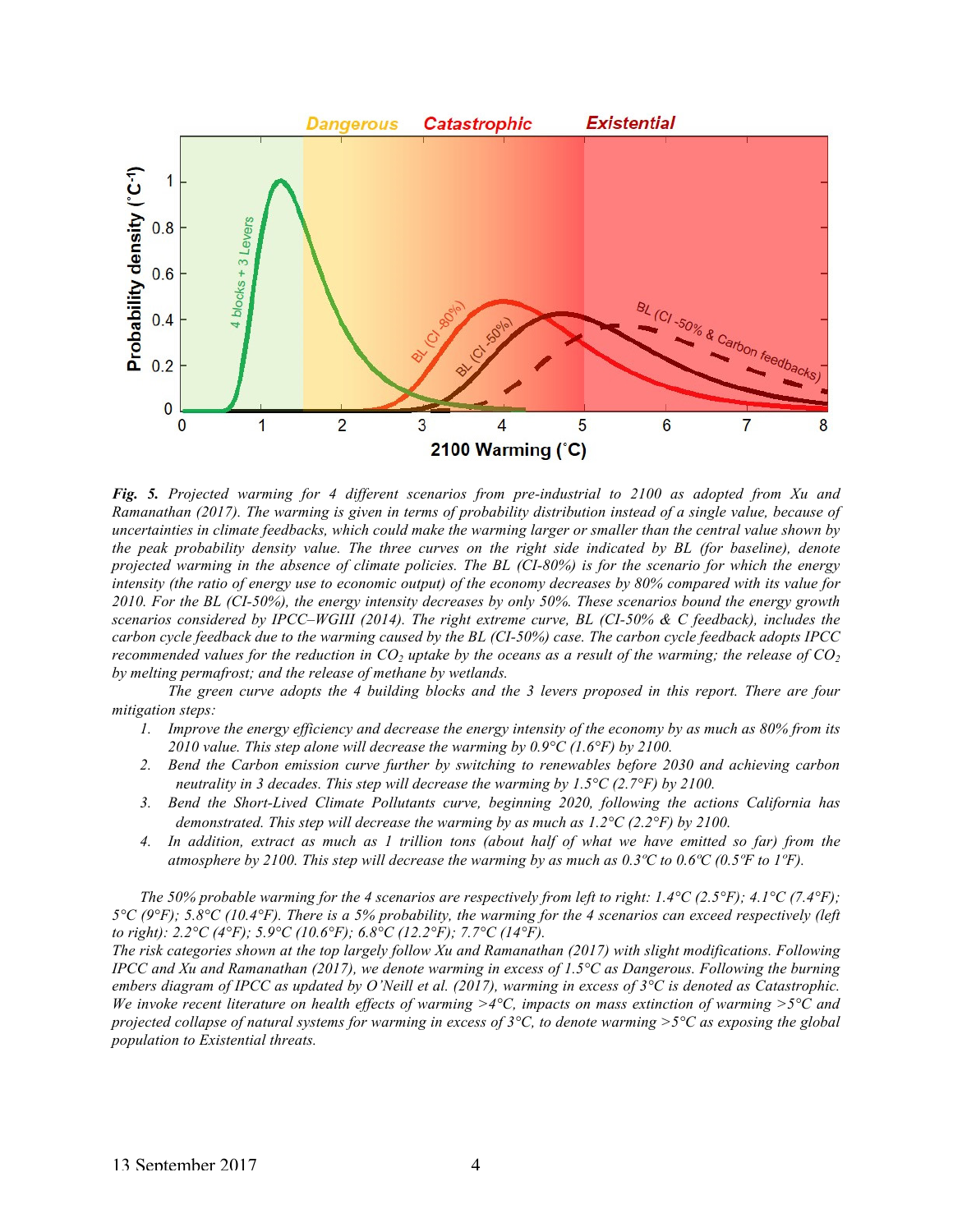Dangerous Catastrophic Existential

Probability density (˚C⁻¹)

1
0.8
0.6
0.4
0.2
0

4 blocks + 3 Levers

BL (CI -80%)

BL (CI -50%)

BL (CI -50% & Carbon feedbacks)

0 1 2 3 4 5 6 7 8

2100 Warming (˚C)

***Fig. 5.*** *Projected warming for 4 different scenarios from pre-industrial to 2100 as adopted from Xu and Ramanathan (2017). The warming is given in terms of probability distribution instead of a single value, because of uncertainties in climate feedbacks, which could make the warming larger or smaller than the central value shown by the peak probability density value. The three curves on the right side indicated by BL (for baseline), denote projected warming in the absence of climate policies. The BL (CI-80%) is for the scenario for which the energy intensity (the ratio of energy use to economic output) of the economy decreases by 80% compared with its value for 2010. For the BL (CI-50%), the energy intensity decreases by only 50%. These scenarios bound the energy growth scenarios considered by IPCC–WGIII (2014). The right extreme curve, BL (CI-50% & C feedback), includes the carbon cycle feedback due to the warming caused by the BL (CI-50%) case. The carbon cycle feedback adopts IPCC recommended values for the reduction in $CO_2$ uptake by the oceans as a result of the warming; the release of $CO_2$ by melting permafrost; and the release of methane by wetlands.*

*The green curve adopts the 4 building blocks and the 3 levers proposed in this report. There are four mitigation steps:*

1. *Improve the energy efficiency and decrease the energy intensity of the economy by as much as 80% from its 2010 value. This step alone will decrease the warming by 0.9°C (1.6°F) by 2100.*
2. *Bend the Carbon emission curve further by switching to renewables before 2030 and achieving carbon neutrality in 3 decades. This step will decrease the warming by 1.5°C (2.7°F) by 2100.*
3. *Bend the Short-Lived Climate Pollutants curve, beginning 2020, following the actions California has demonstrated. This step will decrease the warming by as much as 1.2°C (2.2°F) by 2100.*
4. *In addition, extract as much as 1 trillion tons (about half of what we have emitted so far) from the atmosphere by 2100. This step will decrease the warming by as much as 0.3ºC to 0.6ºC (0.5ºF to 1ºF).*

*The 50% probable warming for the 4 scenarios are respectively from left to right: 1.4°C (2.5°F); 4.1°C (7.4°F); 5°C (9°F); 5.8°C (10.4°F). There is a 5% probability, the warming for the 4 scenarios can exceed respectively (left to right): 2.2°C (4°F); 5.9°C (10.6°F); 6.8°C (12.2°F); 7.7°C (14°F).*

*The risk categories shown at the top largely follow Xu and Ramanathan (2017) with slight modifications. Following IPCC and Xu and Ramanathan (2017), we denote warming in excess of 1.5°C as Dangerous. Following the burning embers diagram of IPCC as updated by O'Neill et al. (2017), warming in excess of 3°C is denoted as Catastrophic. We invoke recent literature on health effects of warming >4°C, impacts on mass extinction of warming >5°C and projected collapse of natural systems for warming in excess of 3°C, to denote warming >5°C as exposing the global population to Existential threats.*

13 September 2017